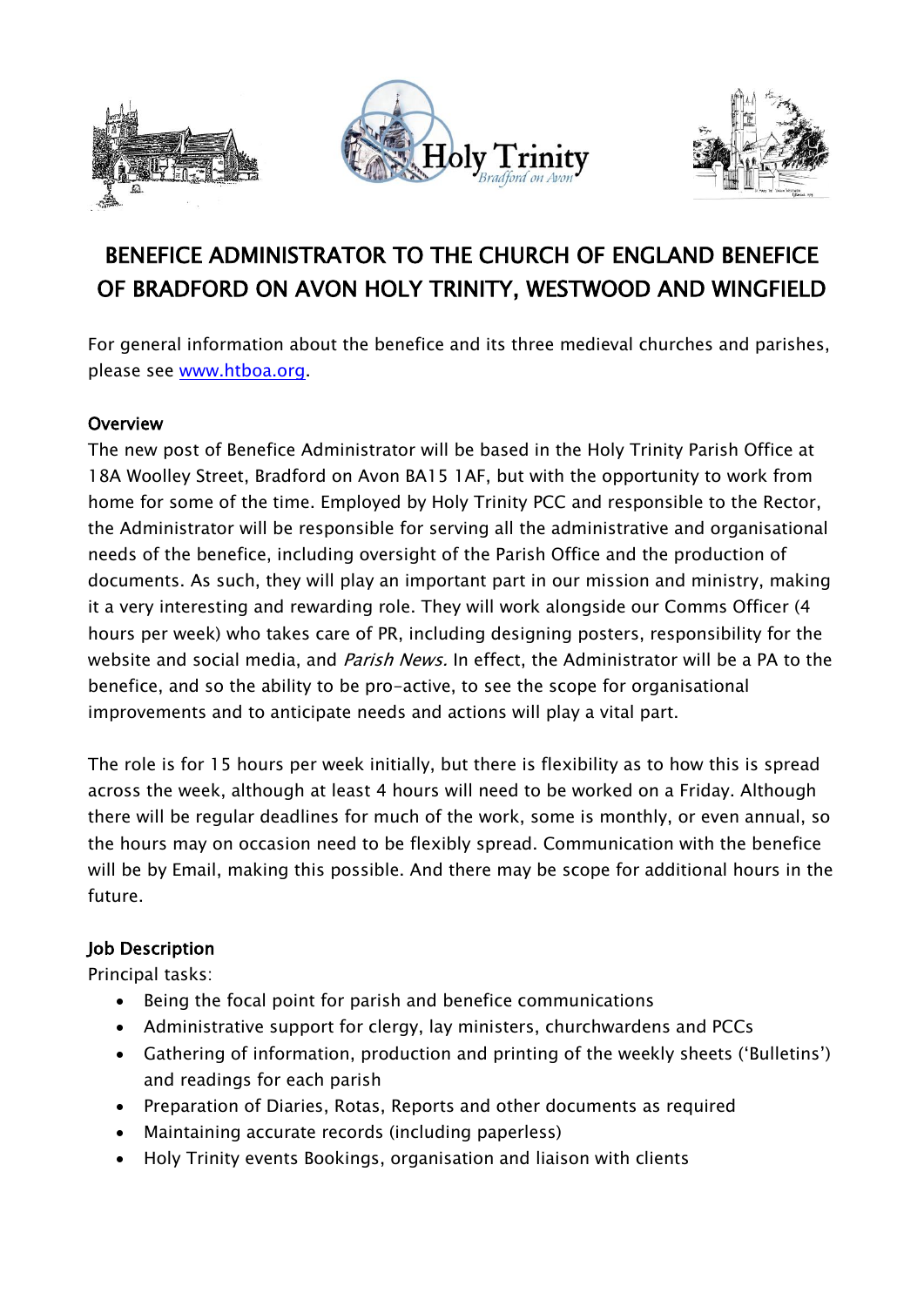# BENEFICE ADMINISTRATOR TO THE CHURCH OF ENGLAND BENEFICE OF BRADFORD ON AVON HOLY TRINITY, WESTWOOD AND WINGFIELD

For general information about the benefice and its three medieval churches and parishes, please see [www.htboa.org](http://www.htboa.org).

**Overview**

The new post of Benefice Administrator will be based in the Holy Trinity Parish Office at 18A Woolley Street, Bradford on Avon BA15 1AF, but with the opportunity to work from home for some of the time. Employed by Holy Trinity PCC and responsible to the Rector, the Administrator will be responsible for serving all the administrative and organisational needs of the benefice, including oversight of the Parish Office and the production of documents. As such, they will play an important part in our mission and ministry, making it a very interesting and rewarding role. They will work alongside our Comms Officer (4 hours per week) who takes care of PR, including designing posters, responsibility for the website and social media, and *Parish News.* In effect, the Administrator will be a PA to the benefice, and so the ability to be pro-active, to see the scope for organisational improvements and to anticipate needs and actions will play a vital part.

The role is for 15 hours per week initially, but there is flexibility as to how this is spread across the week, although at least 4 hours will need to be worked on a Friday. Although there will be regular deadlines for much of the work, some is monthly, or even annual, so the hours may on occasion need to be flexibly spread. Communication with the benefice will be by Email, making this possible. And there may be scope for additional hours in the future.

**Job Description**

Principal tasks:

- Being the focal point for parish and benefice communications
- Administrative support for clergy, lay ministers, churchwardens and PCCs
- Gathering of information, production and printing of the weekly sheets ('Bulletins') and readings for each parish
- Preparation of Diaries, Rotas, Reports and other documents as required
- Maintaining accurate records (including paperless)
- Holy Trinity events Bookings, organisation and liaison with clients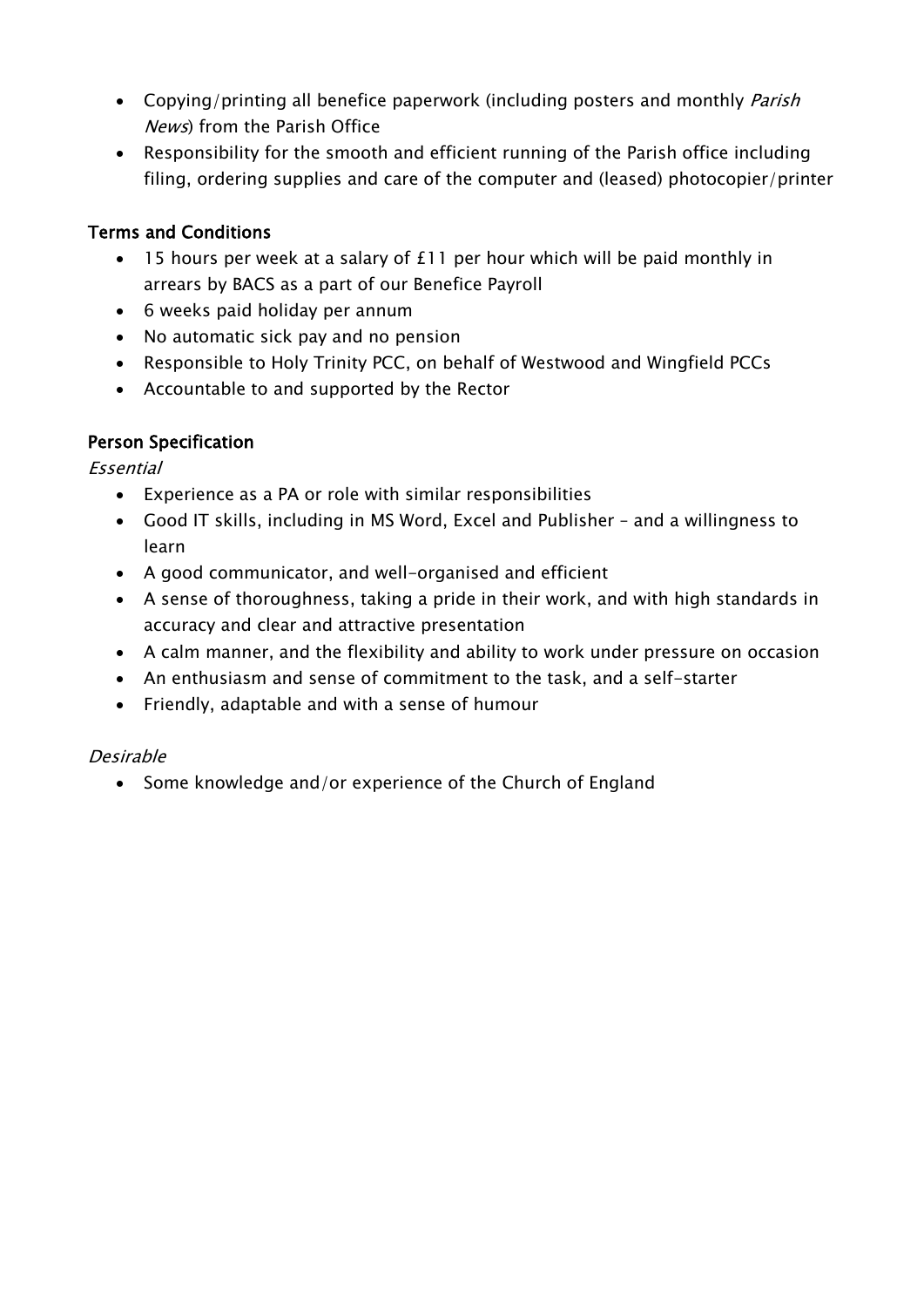- Copying/printing all benefice paperwork (including posters and monthly *Parish News*) from the Parish Office
- Responsibility for the smooth and efficient running of the Parish office including filing, ordering supplies and care of the computer and (leased) photocopier/printer

## Terms and Conditions

- 15 hours per week at a salary of £11 per hour which will be paid monthly in arrears by BACS as a part of our Benefice Payroll
- 6 weeks paid holiday per annum
- No automatic sick pay and no pension
- Responsible to Holy Trinity PCC, on behalf of Westwood and Wingfield PCCs
- Accountable to and supported by the Rector

## Person Specification

*Essential*

- Experience as a PA or role with similar responsibilities
- Good IT skills, including in MS Word, Excel and Publisher – and a willingness to learn
- A good communicator, and well-organised and efficient
- A sense of thoroughness, taking a pride in their work, and with high standards in accuracy and clear and attractive presentation
- A calm manner, and the flexibility and ability to work under pressure on occasion
- An enthusiasm and sense of commitment to the task, and a self-starter
- Friendly, adaptable and with a sense of humour

*Desirable*

- Some knowledge and/or experience of the Church of England